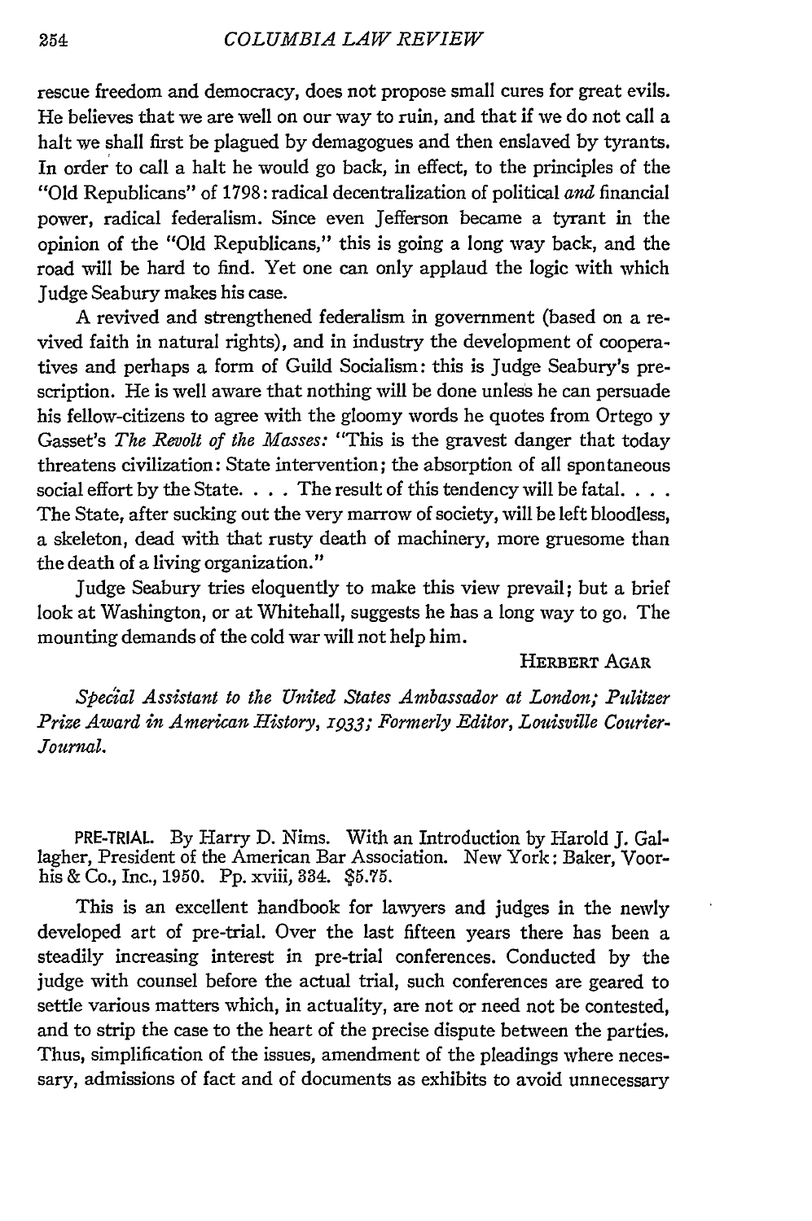rescue freedom and democracy, does not propose small cures for great evils. He believes that we are well on our way to ruin, and that if we do not call a halt we shall first be plagued by demagogues and then enslaved by tyrants. In order to call a halt he would go back, in effect, to the principles of the "Old Republicans" of 1798: radical decentralization of political *and* financial power, radical federalism. Since even Jefferson became a tyrant in the opinion of the "Old Republicans," this is going a long way back, and the road will be hard to find. Yet one can only applaud the logic with which Judge Seabury makes his case.

A revived and strengthened federalism in government (based on a revived faith in natural rights), and in industry the development of cooperatives and perhaps a form of Guild Socialism: this is Judge Seabury's prescription. He is well aware that nothing will be done unless he can persuade his fellow-citizens to agree with the gloomy words he quotes from Ortego y Gasset's *The Revolt of the Masses:* "This is the gravest danger that today threatens civilization: State intervention; the absorption of all spontaneous social effort by the State. . . . The result of this tendency will be fatal. . . . The State, after sucking out the very marrow of society, will be left bloodless, a skeleton, dead with that rusty death of machinery, more gruesome than the death of a living organization."

Judge Seabury tries eloquently to make this view prevail; but a brief look at Washington, or at Whitehall, suggests he has a long way to go. The mounting demands of the cold war will not help him.

HERBERT AGAR

*Special Assistant to the United States Ambassador at London; Pulitzer Prize Award in American History, 1933; Formerly Editor, Louisville Courier-Journal.*

PRE-TRIAL. By Harry D. Nims. With an Introduction by Harold J. Gallagher, President of the American Bar Association. New York: Baker, Voorhis & Co., Inc., 1950. Pp. xviii, 334. $5.75.

This is an excellent handbook for lawyers and judges in the newly developed art of pre-trial. Over the last fifteen years there has been a steadily increasing interest in pre-trial conferences. Conducted by the judge with counsel before the actual trial, such conferences are geared to settle various matters which, in actuality, are not or need not be contested, and to strip the case to the heart of the precise dispute between the parties. Thus, simplification of the issues, amendment of the pleadings where necessary, admissions of fact and of documents as exhibits to avoid unnecessary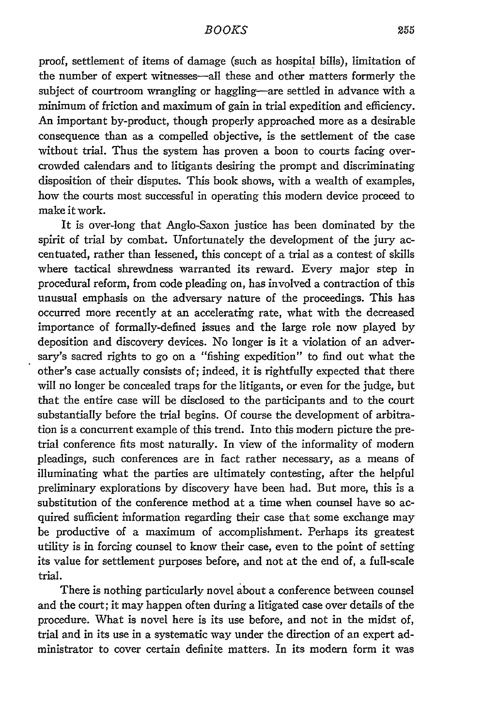proof, settlement of items of damage (such as hospital bills), limitation of the number of expert witnesses—all these and other matters formerly the subject of courtroom wrangling or haggling—are settled in advance with a minimum of friction and maximum of gain in trial expedition and efficiency. An important by-product, though properly approached more as a desirable consequence than as a compelled objective, is the settlement of the case without trial. Thus the system has proven a boon to courts facing over-crowded calendars and to litigants desiring the prompt and discriminating disposition of their disputes. This book shows, with a wealth of examples, how the courts most successful in operating this modern device proceed to make it work.

It is over-long that Anglo-Saxon justice has been dominated by the spirit of trial by combat. Unfortunately the development of the jury accentuated, rather than lessened, this concept of a trial as a contest of skills where tactical shrewdness warranted its reward. Every major step in procedural reform, from code pleading on, has involved a contraction of this unusual emphasis on the adversary nature of the proceedings. This has occurred more recently at an accelerating rate, what with the decreased importance of formally-defined issues and the large role now played by deposition and discovery devices. No longer is it a violation of an adversary's sacred rights to go on a "fishing expedition" to find out what the other's case actually consists of; indeed, it is rightfully expected that there will no longer be concealed traps for the litigants, or even for the judge, but that the entire case will be disclosed to the participants and to the court substantially before the trial begins. Of course the development of arbitration is a concurrent example of this trend. Into this modern picture the pretrial conference fits most naturally. In view of the informality of modern pleadings, such conferences are in fact rather necessary, as a means of illuminating what the parties are ultimately contesting, after the helpful preliminary explorations by discovery have been had. But more, this is a substitution of the conference method at a time when counsel have so acquired sufficient information regarding their case that some exchange may be productive of a maximum of accomplishment. Perhaps its greatest utility is in forcing counsel to know their case, even to the point of setting its value for settlement purposes before, and not at the end of, a full-scale trial.

There is nothing particularly novel about a conference between counsel and the court; it may happen often during a litigated case over details of the procedure. What is novel here is its use before, and not in the midst of, trial and in its use in a systematic way under the direction of an expert administrator to cover certain definite matters. In its modern form it was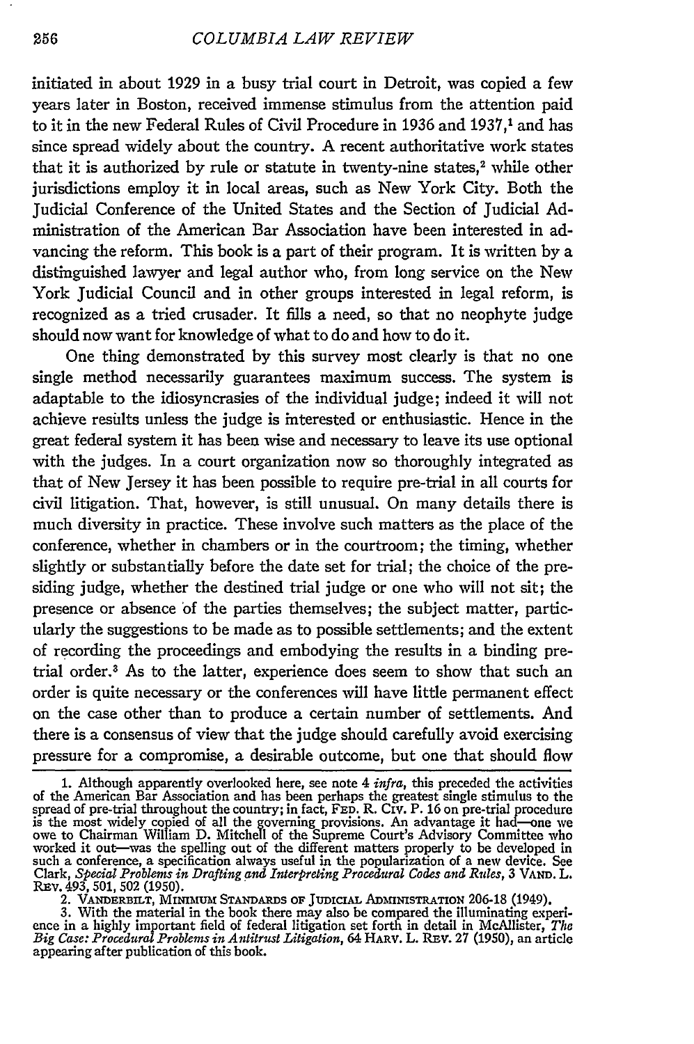initiated in about 1929 in a busy trial court in Detroit, was copied a few years later in Boston, received immense stimulus from the attention paid to it in the new Federal Rules of Civil Procedure in 1936 and 1937,[1] and has since spread widely about the country. A recent authoritative work states that it is authorized by rule or statute in twenty-nine states,[2] while other jurisdictions employ it in local areas, such as New York City. Both the Judicial Conference of the United States and the Section of Judicial Administration of the American Bar Association have been interested in advancing the reform. This book is a part of their program. It is written by a distinguished lawyer and legal author who, from long service on the New York Judicial Council and in other groups interested in legal reform, is recognized as a tried crusader. It fills a need, so that no neophyte judge should now want for knowledge of what to do and how to do it.

One thing demonstrated by this survey most clearly is that no one single method necessarily guarantees maximum success. The system is adaptable to the idiosyncrasies of the individual judge; indeed it will not achieve results unless the judge is interested or enthusiastic. Hence in the great federal system it has been wise and necessary to leave its use optional with the judges. In a court organization now so thoroughly integrated as that of New Jersey it has been possible to require pre-trial in all courts for civil litigation. That, however, is still unusual. On many details there is much diversity in practice. These involve such matters as the place of the conference, whether in chambers or in the courtroom; the timing, whether slightly or substantially before the date set for trial; the choice of the presiding judge, whether the destined trial judge or one who will not sit; the presence or absence of the parties themselves; the subject matter, particularly the suggestions to be made as to possible settlements; and the extent of recording the proceedings and embodying the results in a binding pre-trial order.[3] As to the latter, experience does seem to show that such an order is quite necessary or the conferences will have little permanent effect on the case other than to produce a certain number of settlements. And there is a consensus of view that the judge should carefully avoid exercising pressure for a compromise, a desirable outcome, but one that should flow

1. Although apparently overlooked here, see note 4 *infra*, this preceded the activities of the American Bar Association and has been perhaps the greatest single stimulus to the spread of pre-trial throughout the country; in fact, FED. R. CIV. P. 16 on pre-trial procedure is the most widely copied of all the governing provisions. An advantage it had—one we owe to Chairman William D. Mitchell of the Supreme Court's Advisory Committee who worked it out—was the spelling out of the different matters properly to be developed in such a conference, a specification always useful in the popularization of a new device. See Clark, *Special Problems in Drafting and Interpreting Procedural Codes and Rules*, 3 VAND. L. REV. 493, 501, 502 (1950).

2. VANDERBILT, MINIMUM STANDARDS OF JUDICIAL ADMINISTRATION 206-18 (1949).

3. With the material in the book there may also be compared the illuminating experience in a highly important field of federal litigation set forth in detail in McAllister, *The Big Case: Procedural Problems in Antitrust Litigation*, 64 HARV. L. REV. 27 (1950), an article appearing after publication of this book.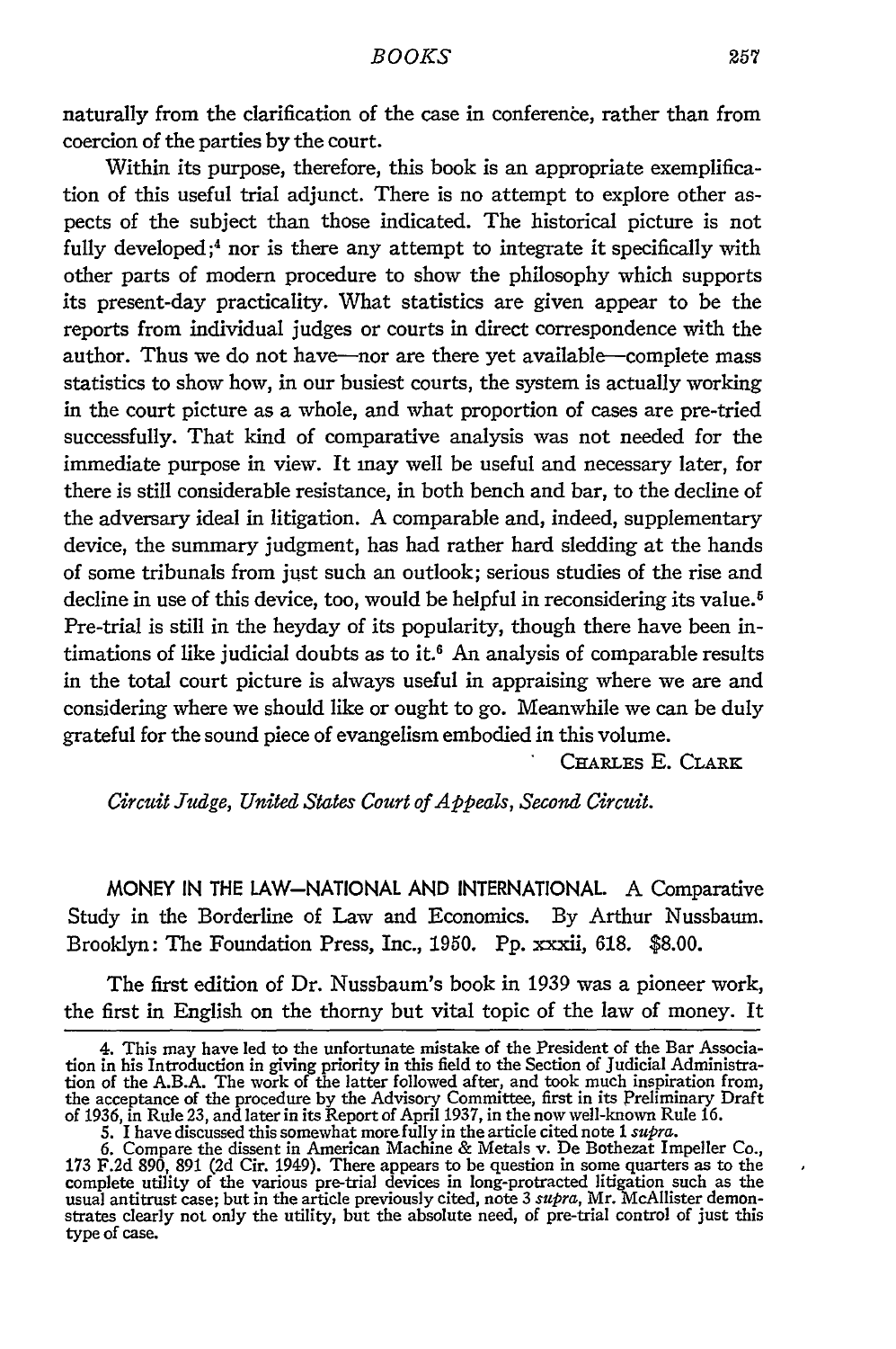naturally from the clarification of the case in conference, rather than from coercion of the parties by the court.

Within its purpose, therefore, this book is an appropriate exemplification of this useful trial adjunct. There is no attempt to explore other aspects of the subject than those indicated. The historical picture is not fully developed;[4] nor is there any attempt to integrate it specifically with other parts of modern procedure to show the philosophy which supports its present-day practicality. What statistics are given appear to be the reports from individual judges or courts in direct correspondence with the author. Thus we do not have—nor are there yet available—complete mass statistics to show how, in our busiest courts, the system is actually working in the court picture as a whole, and what proportion of cases are pre-tried successfully. That kind of comparative analysis was not needed for the immediate purpose in view. It may well be useful and necessary later, for there is still considerable resistance, in both bench and bar, to the decline of the adversary ideal in litigation. A comparable and, indeed, supplementary device, the summary judgment, has had rather hard sledding at the hands of some tribunals from just such an outlook; serious studies of the rise and decline in use of this device, too, would be helpful in reconsidering its value.[5] Pre-trial is still in the heyday of its popularity, though there have been intimations of like judicial doubts as to it.[6] An analysis of comparable results in the total court picture is always useful in appraising where we are and considering where we should like or ought to go. Meanwhile we can be duly grateful for the sound piece of evangelism embodied in this volume.

CHARLES E. CLARK

*Circuit Judge, United States Court of Appeals, Second Circuit.*

MONEY IN THE LAW—NATIONAL AND INTERNATIONAL. A Comparative Study in the Borderline of Law and Economics. By Arthur Nussbaum. Brooklyn: The Foundation Press, Inc., 1950. Pp. xxxii, 618. $8.00.

The first edition of Dr. Nussbaum's book in 1939 was a pioneer work, the first in English on the thorny but vital topic of the law of money. It

4. This may have led to the unfortunate mistake of the President of the Bar Association in his Introduction in giving priority in this field to the Section of Judicial Administration of the A.B.A. The work of the latter followed after, and took much inspiration from, the acceptance of the procedure by the Advisory Committee, first in its Preliminary Draft of 1936, in Rule 23, and later in its Report of April 1937, in the now well-known Rule 16.

5. I have discussed this somewhat more fully in the article cited note 1 *supra*.

6. Compare the dissent in American Machine & Metals v. De Bothezat Impeller Co., 173 F.2d 890, 891 (2d Cir. 1949). There appears to be question in some quarters as to the complete utility of the various pre-trial devices in long-protracted litigation such as the usual antitrust case; but in the article previously cited, note 3 *supra*, Mr. McAllister demonstrates clearly not only the utility, but the absolute need, of pre-trial control of just this type of case.